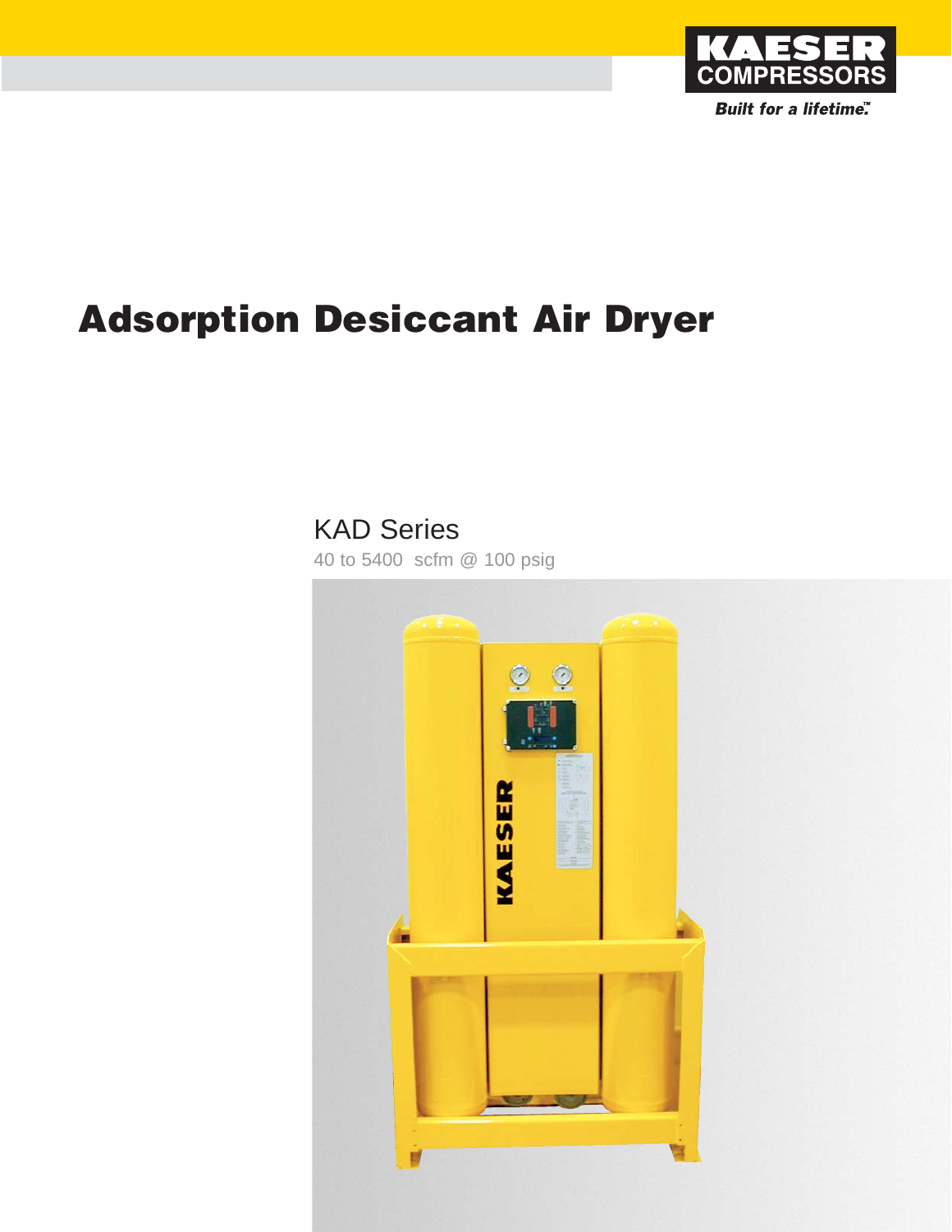KAESER COMPRESSORS

*Built for a lifetime.™*

# Adsorption Desiccant Air Dryer

## KAD Series

40 to 5400 scfm @ 100 psig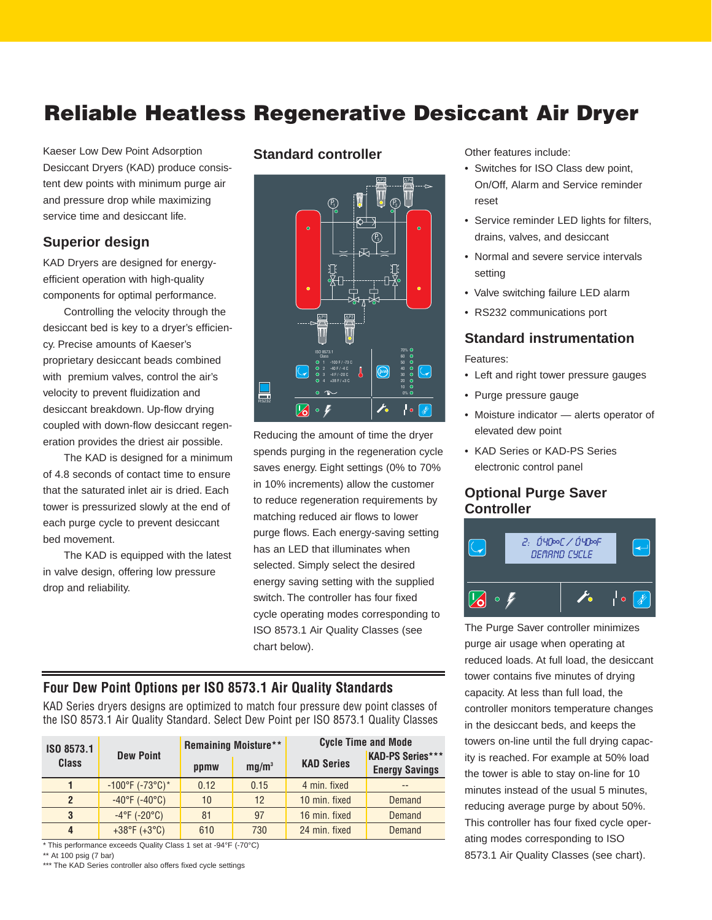# Reliable Heatless Regenerative Desiccant Air Dryer

Kaeser Low Dew Point Adsorption Desiccant Dryers (KAD) produce consistent dew points with minimum purge air and pressure drop while maximizing service time and desiccant life.

## Superior design

KAD Dryers are designed for energy-efficient operation with high-quality components for optimal performance.

Controlling the velocity through the desiccant bed is key to a dryer's efficiency. Precise amounts of Kaeser's proprietary desiccant beads combined with premium valves, control the air's velocity to prevent fluidization and desiccant breakdown. Up-flow drying coupled with down-flow desiccant regeneration provides the driest air possible.

The KAD is designed for a minimum of 4.8 seconds of contact time to ensure that the saturated inlet air is dried. Each tower is pressurized slowly at the end of each purge cycle to prevent desiccant bed movement.

The KAD is equipped with the latest in valve design, offering low pressure drop and reliability.

## Standard controller

Reducing the amount of time the dryer spends purging in the regeneration cycle saves energy. Eight settings (0% to 70% in 10% increments) allow the customer to reduce regeneration requirements by matching reduced air flows to lower purge flows. Each energy-saving setting has an LED that illuminates when selected. Simply select the desired energy saving setting with the supplied switch. The controller has four fixed cycle operating modes corresponding to ISO 8573.1 Air Quality Classes (see chart below).

Other features include:

- Switches for ISO Class dew point, On/Off, Alarm and Service reminder reset
- Service reminder LED lights for filters, drains, valves, and desiccant
- Normal and severe service intervals setting
- Valve switching failure LED alarm
- RS232 communications port

## Standard instrumentation

Features:

- Left and right tower pressure gauges
- Purge pressure gauge
- Moisture indicator — alerts operator of elevated dew point
- KAD Series or KAD-PS Series electronic control panel

## Optional Purge Saver Controller

The Purge Saver controller minimizes purge air usage when operating at reduced loads. At full load, the desiccant tower contains five minutes of drying capacity. At less than full load, the controller monitors temperature changes in the desiccant beds, and keeps the towers on-line until the full drying capacity is reached. For example at 50% load the tower is able to stay on-line for 10 minutes instead of the usual 5 minutes, reducing average purge by about 50%. This controller has four fixed cycle operating modes corresponding to ISO 8573.1 Air Quality Classes (see chart).

## Four Dew Point Options per ISO 8573.1 Air Quality Standards

KAD Series dryers designs are optimized to match four pressure dew point classes of the ISO 8573.1 Air Quality Standard. Select Dew Point per ISO 8573.1 Quality Classes

| ISO 8573.1 Class | Dew Point | Remaining Moisture** | | Cycle Time and Mode | |
|---|---|---|---|---|---|
| | | ppmw | mg/m³ | KAD Series | KAD-PS Series*** Energy Savings |
| 1 | -100°F (-73°C)* | 0.12 | 0.15 | 4 min. fixed | -- |
| 2 | -40°F (-40°C) | 10 | 12 | 10 min. fixed | Demand |
| 3 | -4°F (-20°C) | 81 | 97 | 16 min. fixed | Demand |
| 4 | +38°F (+3°C) | 610 | 730 | 24 min. fixed | Demand |

\* This performance exceeds Quality Class 1 set at -94°F (-70°C)
** At 100 psig (7 bar)
*** The KAD Series controller also offers fixed cycle settings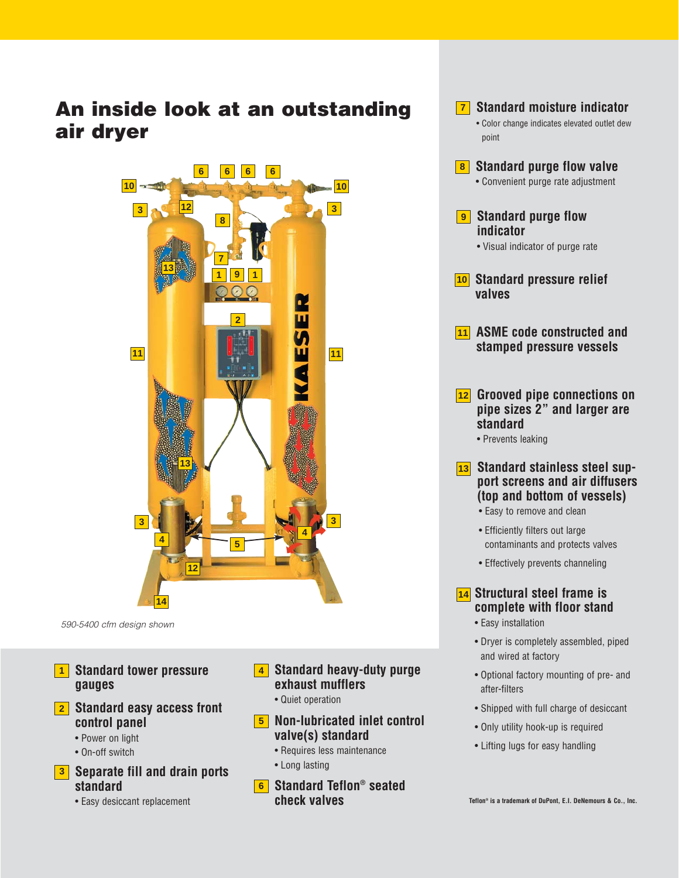# An inside look at an outstanding air dryer

*590-5400 cfm design shown*

**1** Standard tower pressure gauges

**2** Standard easy access front control panel
- Power on light
- On-off switch

**3** Separate fill and drain ports standard
- Easy desiccant replacement

**4** Standard heavy-duty purge exhaust mufflers
- Quiet operation

**5** Non-lubricated inlet control valve(s) standard
- Requires less maintenance
- Long lasting

**6** Standard Teflon® seated check valves

**7** Standard moisture indicator
- Color change indicates elevated outlet dew point

**8** Standard purge flow valve
- Convenient purge rate adjustment

**9** Standard purge flow indicator
- Visual indicator of purge rate

**10** Standard pressure relief valves

**11** ASME code constructed and stamped pressure vessels

**12** Grooved pipe connections on pipe sizes 2" and larger are standard
- Prevents leaking

**13** Standard stainless steel support screens and air diffusers (top and bottom of vessels)
- Easy to remove and clean
- Efficiently filters out large contaminants and protects valves
- Effectively prevents channeling

**14** Structural steel frame is complete with floor stand
- Easy installation
- Dryer is completely assembled, piped and wired at factory
- Optional factory mounting of pre- and after-filters
- Shipped with full charge of desiccant
- Only utility hook-up is required
- Lifting lugs for easy handling

Teflon® is a trademark of DuPont, E.I. DeNemours & Co., Inc.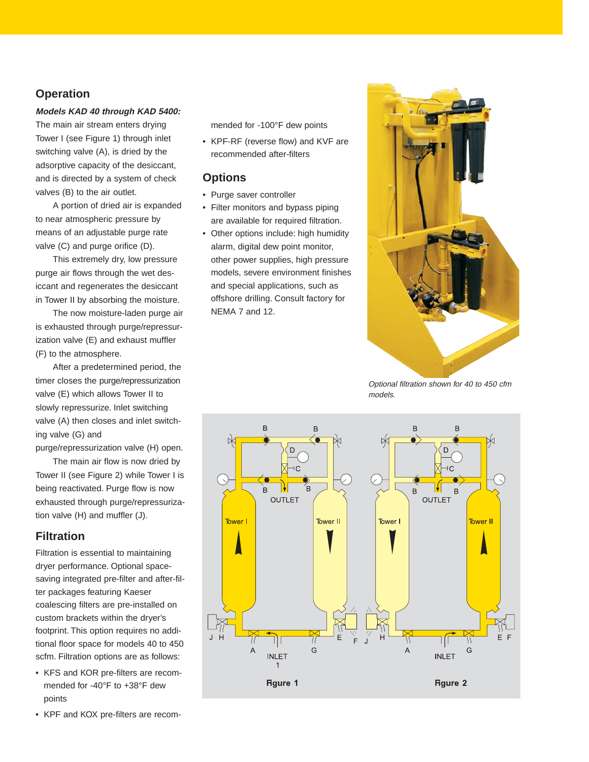## Operation

***Models KAD 40 through KAD 5400:*** The main air stream enters drying Tower I (see Figure 1) through inlet switching valve (A), is dried by the adsorptive capacity of the desiccant, and is directed by a system of check valves (B) to the air outlet.

A portion of dried air is expanded to near atmospheric pressure by means of an adjustable purge rate valve (C) and purge orifice (D).

This extremely dry, low pressure purge air flows through the wet desiccant and regenerates the desiccant in Tower II by absorbing the moisture.

The now moisture-laden purge air is exhausted through purge/repressurization valve (E) and exhaust muffler (F) to the atmosphere.

After a predetermined period, the timer closes the purge/repressurization valve (E) which allows Tower II to slowly repressurize. Inlet switching valve (A) then closes and inlet switching valve (G) and purge/repressurization valve (H) open.

The main air flow is now dried by Tower II (see Figure 2) while Tower I is being reactivated. Purge flow is now exhausted through purge/repressurization valve (H) and muffler (J).

## Filtration

Filtration is essential to maintaining dryer performance. Optional space-saving integrated pre-filter and after-filter packages featuring Kaeser coalescing filters are pre-installed on custom brackets within the dryer's footprint. This option requires no additional floor space for models 40 to 450 scfm. Filtration options are as follows:

- KFS and KOR pre-filters are recommended for -40°F to +38°F dew points
- KPF and KOX pre-filters are recommended for -100°F dew points
- KPF-RF (reverse flow) and KVF are recommended after-filters

## Options

- Purge saver controller
- Filter monitors and bypass piping are available for required filtration.
- Other options include: high humidity alarm, digital dew point monitor, other power supplies, high pressure models, severe environment finishes and special applications, such as offshore drilling. Consult factory for NEMA 7 and 12.

*Optional filtration shown for 40 to 450 cfm models.*

Figure 1

Figure 2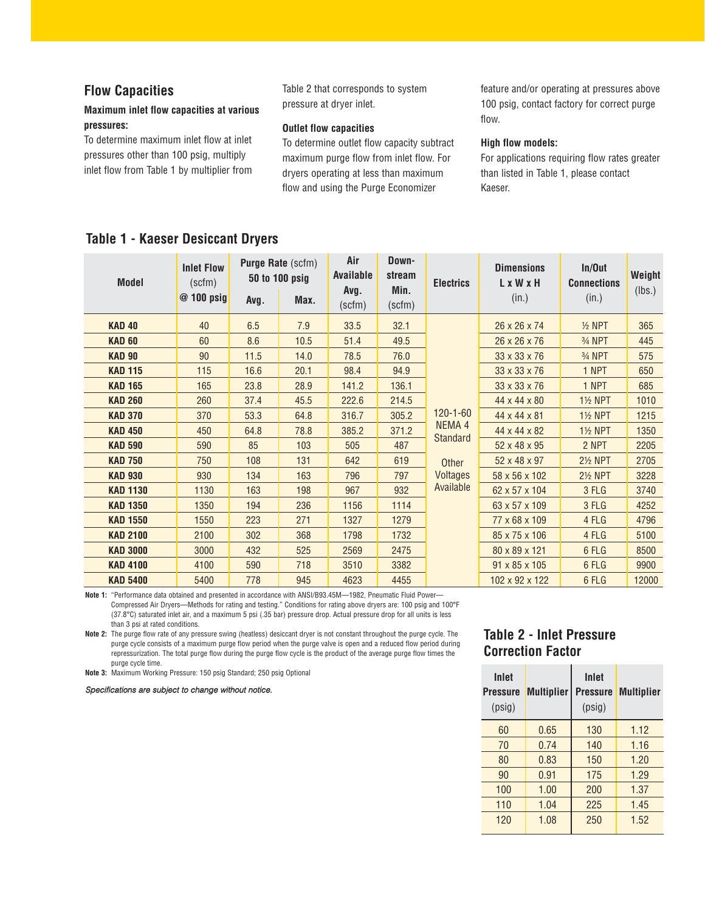## Flow Capacities

**Maximum inlet flow capacities at various pressures:**

To determine maximum inlet flow at inlet pressures other than 100 psig, multiply inlet flow from Table 1 by multiplier from Table 2 that corresponds to system pressure at dryer inlet.

**Outlet flow capacities**

To determine outlet flow capacity subtract maximum purge flow from inlet flow. For dryers operating at less than maximum flow and using the Purge Economizer feature and/or operating at pressures above 100 psig, contact factory for correct purge flow.

**High flow models:**

For applications requiring flow rates greater than listed in Table 1, please contact Kaeser.

## Table 1 - Kaeser Desiccant Dryers

| Model | Inlet Flow (scfm) @ 100 psig | Purge Rate (scfm) 50 to 100 psig | | Air Available Avg. (scfm) | Down-stream Min. (scfm) | Electrics | Dimensions L x W x H (in.) | In/Out Connections (in.) | Weight (lbs.) |
|---|---|---|---|---|---|---|---|---|---|
| | | Avg. | Max. | | | | | | |
| **KAD 40** | 40 | 6.5 | 7.9 | 33.5 | 32.1 | 120-1-60 NEMA 4 Standard<br><br>Other Voltages Available | 26 x 26 x 74 | ½ NPT | 365 |
| **KAD 60** | 60 | 8.6 | 10.5 | 51.4 | 49.5 | | 26 x 26 x 76 | ¾ NPT | 445 |
| **KAD 90** | 90 | 11.5 | 14.0 | 78.5 | 76.0 | | 33 x 33 x 76 | ¾ NPT | 575 |
| **KAD 115** | 115 | 16.6 | 20.1 | 98.4 | 94.9 | | 33 x 33 x 76 | 1 NPT | 650 |
| **KAD 165** | 165 | 23.8 | 28.9 | 141.2 | 136.1 | | 33 x 33 x 76 | 1 NPT | 685 |
| **KAD 260** | 260 | 37.4 | 45.5 | 222.6 | 214.5 | | 44 x 44 x 80 | 1½ NPT | 1010 |
| **KAD 370** | 370 | 53.3 | 64.8 | 316.7 | 305.2 | | 44 x 44 x 81 | 1½ NPT | 1215 |
| **KAD 450** | 450 | 64.8 | 78.8 | 385.2 | 371.2 | | 44 x 44 x 82 | 1½ NPT | 1350 |
| **KAD 590** | 590 | 85 | 103 | 505 | 487 | | 52 x 48 x 95 | 2 NPT | 2205 |
| **KAD 750** | 750 | 108 | 131 | 642 | 619 | | 52 x 48 x 97 | 2½ NPT | 2705 |
| **KAD 930** | 930 | 134 | 163 | 796 | 797 | | 58 x 56 x 102 | 2½ NPT | 3228 |
| **KAD 1130** | 1130 | 163 | 198 | 967 | 932 | | 62 x 57 x 104 | 3 FLG | 3740 |
| **KAD 1350** | 1350 | 194 | 236 | 1156 | 1114 | | 63 x 57 x 109 | 3 FLG | 4252 |
| **KAD 1550** | 1550 | 223 | 271 | 1327 | 1279 | | 77 x 68 x 109 | 4 FLG | 4796 |
| **KAD 2100** | 2100 | 302 | 368 | 1798 | 1732 | | 85 x 75 x 106 | 4 FLG | 5100 |
| **KAD 3000** | 3000 | 432 | 525 | 2569 | 2475 | | 80 x 89 x 121 | 6 FLG | 8500 |
| **KAD 4100** | 4100 | 590 | 718 | 3510 | 3382 | | 91 x 85 x 105 | 6 FLG | 9900 |
| **KAD 5400** | 5400 | 778 | 945 | 4623 | 4455 | | 102 x 92 x 122 | 6 FLG | 12000 |

**Note 1:** "Performance data obtained and presented in accordance with ANSI/B93.45M—1982, Pneumatic Fluid Power—Compressed Air Dryers—Methods for rating and testing." Conditions for rating above dryers are: 100 psig and 100°F (37.8°C) saturated inlet air, and a maximum 5 psi (.35 bar) pressure drop. Actual pressure drop for all units is less than 3 psi at rated conditions.

**Note 2:** The purge flow rate of any pressure swing (heatless) desiccant dryer is not constant throughout the purge cycle. The purge cycle consists of a maximum purge flow period when the purge valve is open and a reduced flow period during repressurization. The total purge flow during the purge flow cycle is the product of the average purge flow times the purge cycle time.

**Note 3:** Maximum Working Pressure: 150 psig Standard; 250 psig Optional

*Specifications are subject to change without notice.*

## Table 2 - Inlet Pressure Correction Factor

| Inlet Pressure (psig) | Multiplier | Inlet Pressure (psig) | Multiplier |
|---|---|---|---|
| 60 | 0.65 | 130 | 1.12 |
| 70 | 0.74 | 140 | 1.16 |
| 80 | 0.83 | 150 | 1.20 |
| 90 | 0.91 | 175 | 1.29 |
| 100 | 1.00 | 200 | 1.37 |
| 110 | 1.04 | 225 | 1.45 |
| 120 | 1.08 | 250 | 1.52 |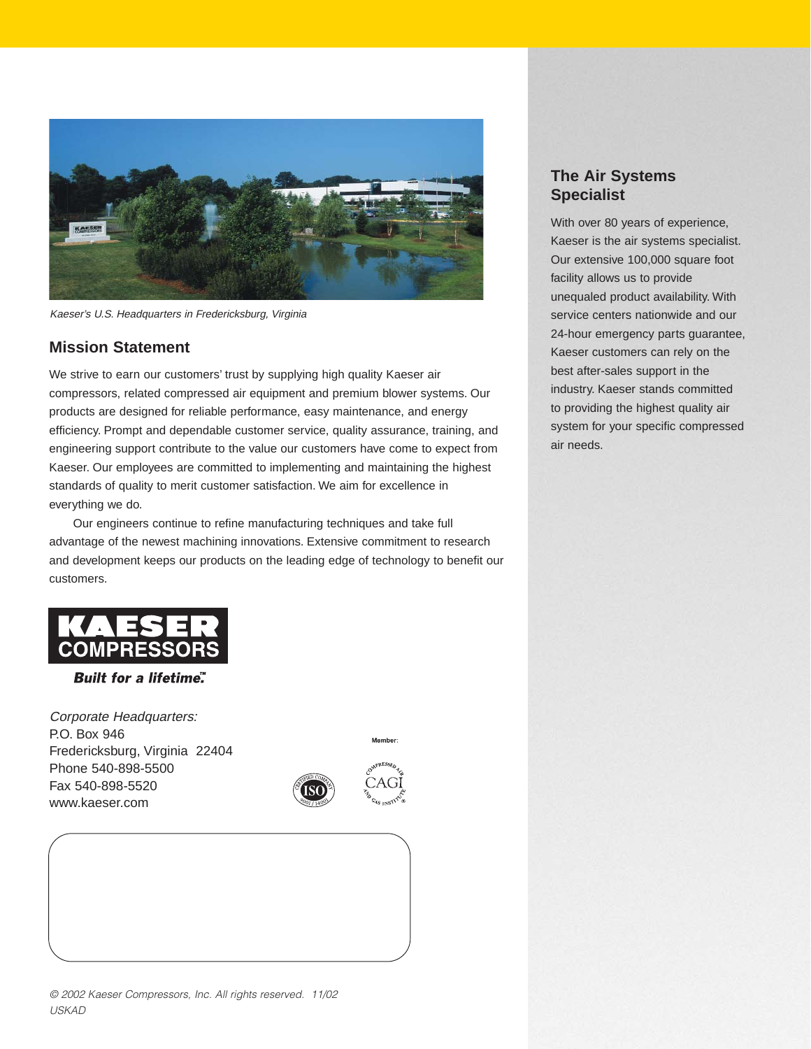*Kaeser's U.S. Headquarters in Fredericksburg, Virginia*

## Mission Statement

We strive to earn our customers' trust by supplying high quality Kaeser air compressors, related compressed air equipment and premium blower systems. Our products are designed for reliable performance, easy maintenance, and energy efficiency. Prompt and dependable customer service, quality assurance, training, and engineering support contribute to the value our customers have come to expect from Kaeser. Our employees are committed to implementing and maintaining the highest standards of quality to merit customer satisfaction. We aim for excellence in everything we do.

Our engineers continue to refine manufacturing techniques and take full advantage of the newest machining innovations. Extensive commitment to research and development keeps our products on the leading edge of technology to benefit our customers.

## The Air Systems Specialist

With over 80 years of experience, Kaeser is the air systems specialist. Our extensive 100,000 square foot facility allows us to provide unequaled product availability. With service centers nationwide and our 24-hour emergency parts guarantee, Kaeser customers can rely on the best after-sales support in the industry. Kaeser stands committed to providing the highest quality air system for your specific compressed air needs.

**KAESER COMPRESSORS**

***Built for a lifetime.™***

*Corporate Headquarters:*
P.O. Box 946
Fredericksburg, Virginia 22404
Phone 540-898-5500
Fax 540-898-5520
www.kaeser.com

Member:

CERTIFIED COMPANY ISO 9001 / 14001

COMPRESSED AIR AND GAS INSTITUTE CAGI ®

*© 2002 Kaeser Compressors, Inc. All rights reserved. 11/02*
*USKAD*